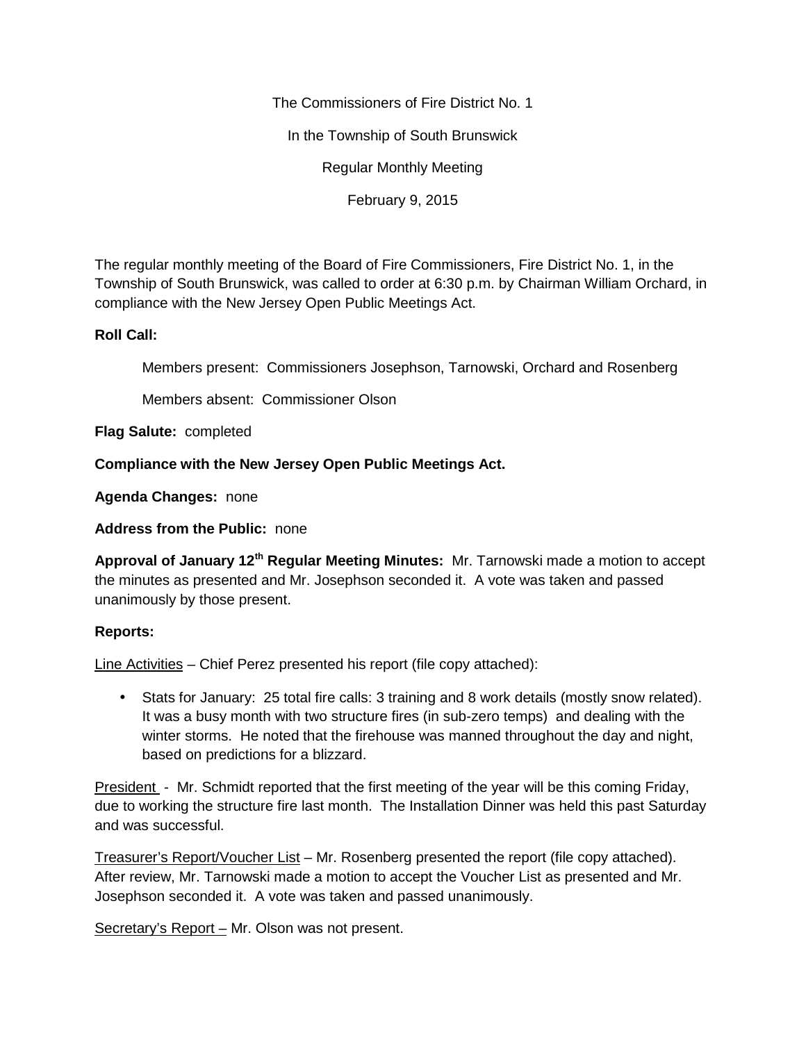The Commissioners of Fire District No. 1

In the Township of South Brunswick

Regular Monthly Meeting

February 9, 2015

The regular monthly meeting of the Board of Fire Commissioners, Fire District No. 1, in the Township of South Brunswick, was called to order at 6:30 p.m. by Chairman William Orchard, in compliance with the New Jersey Open Public Meetings Act.

**Roll Call:**

Members present: Commissioners Josephson, Tarnowski, Orchard and Rosenberg

Members absent: Commissioner Olson

**Flag Salute:** completed

**Compliance with the New Jersey Open Public Meetings Act.**

**Agenda Changes:** none

**Address from the Public:** none

**Approval of January 12th Regular Meeting Minutes:** Mr. Tarnowski made a motion to accept the minutes as presented and Mr. Josephson seconded it. A vote was taken and passed unanimously by those present.

**Reports:**

Line Activities – Chief Perez presented his report (file copy attached):

- Stats for January: 25 total fire calls: 3 training and 8 work details (mostly snow related). It was a busy month with two structure fires (in sub-zero temps) and dealing with the winter storms. He noted that the firehouse was manned throughout the day and night, based on predictions for a blizzard.

President - Mr. Schmidt reported that the first meeting of the year will be this coming Friday, due to working the structure fire last month. The Installation Dinner was held this past Saturday and was successful.

Treasurer's Report/Voucher List – Mr. Rosenberg presented the report (file copy attached). After review, Mr. Tarnowski made a motion to accept the Voucher List as presented and Mr. Josephson seconded it. A vote was taken and passed unanimously.

Secretary's Report – Mr. Olson was not present.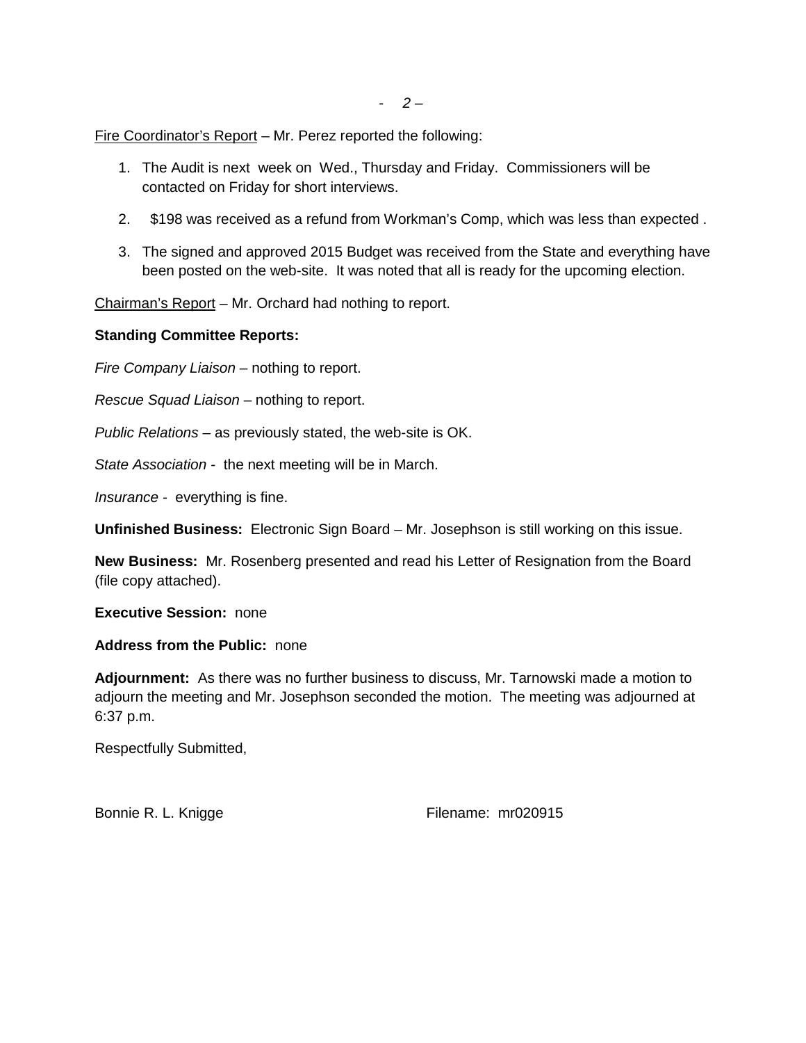Fire Coordinator's Report – Mr. Perez reported the following:

1. The Audit is next week on Wed., Thursday and Friday. Commissioners will be contacted on Friday for short interviews.
2. $198 was received as a refund from Workman's Comp, which was less than expected .
3. The signed and approved 2015 Budget was received from the State and everything have been posted on the web-site. It was noted that all is ready for the upcoming election.

Chairman's Report – Mr. Orchard had nothing to report.

**Standing Committee Reports:**

*Fire Company Liaison* – nothing to report.

*Rescue Squad Liaison* – nothing to report.

*Public Relations* – as previously stated, the web-site is OK.

*State Association* - the next meeting will be in March.

*Insurance* - everything is fine.

**Unfinished Business:** Electronic Sign Board – Mr. Josephson is still working on this issue.

**New Business:** Mr. Rosenberg presented and read his Letter of Resignation from the Board (file copy attached).

**Executive Session:** none

**Address from the Public:** none

**Adjournment:** As there was no further business to discuss, Mr. Tarnowski made a motion to adjourn the meeting and Mr. Josephson seconded the motion. The meeting was adjourned at 6:37 p.m.

Respectfully Submitted,

Bonnie R. L. Knigge

Filename: mr020915